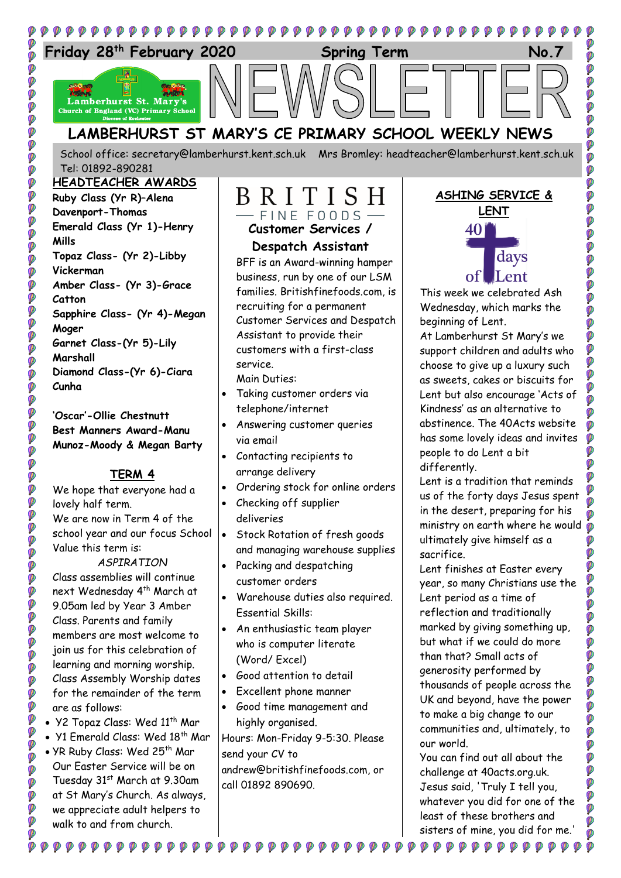**Friday 28th February 2020 Spring Term No.7**

Lamberhurst St. Mary's Church of England (VC) Primary School Diocese of Rochester

# NEWSLETTER

## LAMBERHURST ST MARY'S CE PRIMARY SCHOOL WEEKLY NEWS

School office: secretary@lamberhurst.kent.sch.uk Mrs Bromley: headteacher@lamberhurst.kent.sch.uk Tel: 01892-890281

### HEADTEACHER AWARDS

**Ruby Class (Yr R)–Alena Davenport-Thomas**
**Emerald Class (Yr 1)-Henry Mills**
**Topaz Class- (Yr 2)-Libby Vickerman**
**Amber Class- (Yr 3)-Grace Catton**
**Sapphire Class- (Yr 4)-Megan Moger**
**Garnet Class-(Yr 5)-Lily Marshall**
**Diamond Class-(Yr 6)-Ciara Cunha**

**'Oscar'-Ollie Chestnutt**
**Best Manners Award-Manu Munoz-Moody & Megan Barty**

### TERM 4

We hope that everyone had a lovely half term.
We are now in Term 4 of the school year and our focus School Value this term is:

*ASPIRATION*

Class assemblies will continue next Wednesday 4th March at 9.05am led by Year 3 Amber Class. Parents and family members are most welcome to join us for this celebration of learning and morning worship. Class Assembly Worship dates for the remainder of the term are as follows:

- Y2 Topaz Class: Wed 11th Mar
- Y1 Emerald Class: Wed 18th Mar
- YR Ruby Class: Wed 25th Mar

Our Easter Service will be on Tuesday 31st March at 9.30am at St Mary's Church. As always, we appreciate adult helpers to walk to and from church.

### BRITISH — FINE FOODS —
### Customer Services / Despatch Assistant

BFF is an Award-winning hamper business, run by one of our LSM families. Britishfinefoods.com, is recruiting for a permanent Customer Services and Despatch Assistant to provide their customers with a first-class service.

Main Duties:

- Taking customer orders via telephone/internet
- Answering customer queries via email
- Contacting recipients to arrange delivery
- Ordering stock for online orders
- Checking off supplier deliveries
- Stock Rotation of fresh goods and managing warehouse supplies
- Packing and despatching customer orders
- Warehouse duties also required.

Essential Skills:

- An enthusiastic team player who is computer literate (Word/ Excel)
- Good attention to detail
- Excellent phone manner
- Good time management and highly organised.

Hours: Mon-Friday 9-5:30. Please send your CV to andrew@britishfinefoods.com, or call 01892 890690.

### ASHING SERVICE & LENT

40 days of Lent

This week we celebrated Ash Wednesday, which marks the beginning of Lent.
At Lamberhurst St Mary's we support children and adults who choose to give up a luxury such as sweets, cakes or biscuits for Lent but also encourage 'Acts of Kindness' as an alternative to abstinence. The 40Acts website has some lovely ideas and invites people to do Lent a bit differently.
Lent is a tradition that reminds us of the forty days Jesus spent in the desert, preparing for his ministry on earth where he would ultimately give himself as a sacrifice.
Lent finishes at Easter every year, so many Christians use the Lent period as a time of reflection and traditionally marked by giving something up, but what if we could do more than that? Small acts of generosity performed by thousands of people across the UK and beyond, have the power to make a big change to our communities and, ultimately, to our world.
You can find out all about the challenge at 40acts.org.uk.
Jesus said, 'Truly I tell you, whatever you did for one of the least of these brothers and sisters of mine, you did for me.'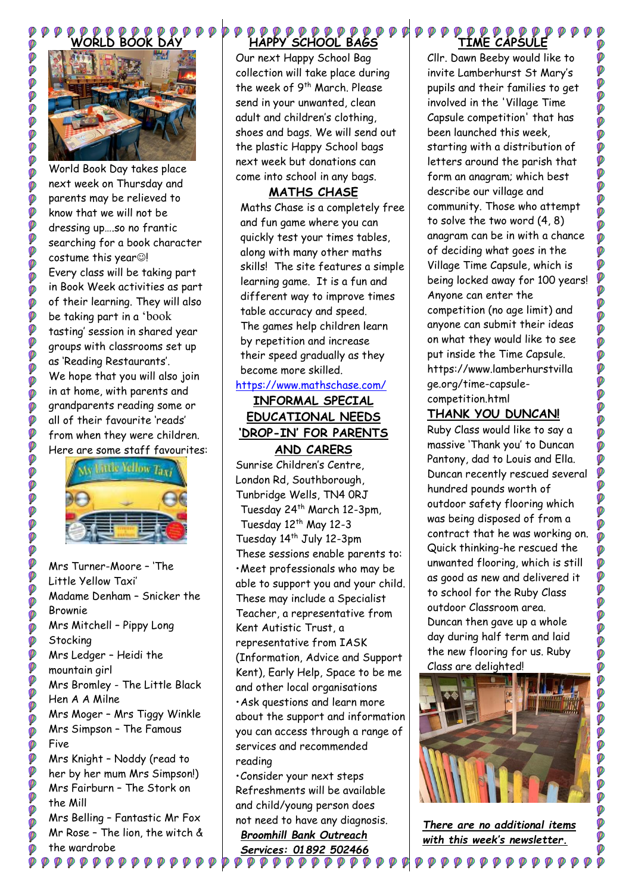## WORLD BOOK DAY

World Book Day takes place next week on Thursday and parents may be relieved to know that we will not be dressing up….so no frantic searching for a book character costume this year☺!

Every class will be taking part in Book Week activities as part of their learning. They will also be taking part in a 'book tasting' session in shared year groups with classrooms set up as 'Reading Restaurants'.

We hope that you will also join in at home, with parents and grandparents reading some or all of their favourite 'reads' from when they were children. Here are some staff favourites:

Mrs Turner-Moore – 'The Little Yellow Taxi'
Madame Denham – Snicker the Brownie
Mrs Mitchell – Pippy Long Stocking
Mrs Ledger – Heidi the mountain girl
Mrs Bromley - The Little Black Hen A A Milne
Mrs Moger – Mrs Tiggy Winkle
Mrs Simpson – The Famous Five
Mrs Knight – Noddy (read to her by her mum Mrs Simpson!)
Mrs Fairburn – The Stork on the Mill
Mrs Belling – Fantastic Mr Fox
Mr Rose – The lion, the witch & the wardrobe

## HAPPY SCHOOL BAGS

Our next Happy School Bag collection will take place during the week of 9th March. Please send in your unwanted, clean adult and children's clothing, shoes and bags. We will send out the plastic Happy School bags next week but donations can come into school in any bags.

## MATHS CHASE

Maths Chase is a completely free and fun game where you can quickly test your times tables, along with many other maths skills! The site features a simple learning game. It is a fun and different way to improve times table accuracy and speed. The games help children learn by repetition and increase their speed gradually as they become more skilled.

https://www.mathschase.com/

## INFORMAL SPECIAL EDUCATIONAL NEEDS 'DROP-IN' FOR PARENTS AND CARERS

Sunrise Children's Centre, London Rd, Southborough, Tunbridge Wells, TN4 0RJ
Tuesday 24th March 12-3pm,
Tuesday 12th May 12-3
Tuesday 14th July 12-3pm

These sessions enable parents to:

- Meet professionals who may be able to support you and your child. These may include a Specialist Teacher, a representative from Kent Autistic Trust, a representative from IASK (Information, Advice and Support Kent), Early Help, Space to be me and other local organisations
- Ask questions and learn more about the support and information you can access through a range of services and recommended reading
- Consider your next steps

Refreshments will be available and child/young person does not need to have any diagnosis.

***Broomhill Bank Outreach Services: 01892 502466***

## TIME CAPSULE

Cllr. Dawn Beeby would like to invite Lamberhurst St Mary's pupils and their families to get involved in the 'Village Time Capsule competition' that has been launched this week, starting with a distribution of letters around the parish that form an anagram; which best describe our village and community. Those who attempt to solve the two word (4, 8) anagram can be in with a chance of deciding what goes in the Village Time Capsule, which is being locked away for 100 years! Anyone can enter the competition (no age limit) and anyone can submit their ideas on what they would like to see put inside the Time Capsule. https://www.lamberhurstvillage.org/time-capsule-competition.html

## THANK YOU DUNCAN!

Ruby Class would like to say a massive 'Thank you' to Duncan Pantony, dad to Louis and Ella. Duncan recently rescued several hundred pounds worth of outdoor safety flooring which was being disposed of from a contract that he was working on. Quick thinking-he rescued the unwanted flooring, which is still as good as new and delivered it to school for the Ruby Class outdoor Classroom area. Duncan then gave up a whole day during half term and laid the new flooring for us. Ruby Class are delighted!

***There are no additional items with this week's newsletter.***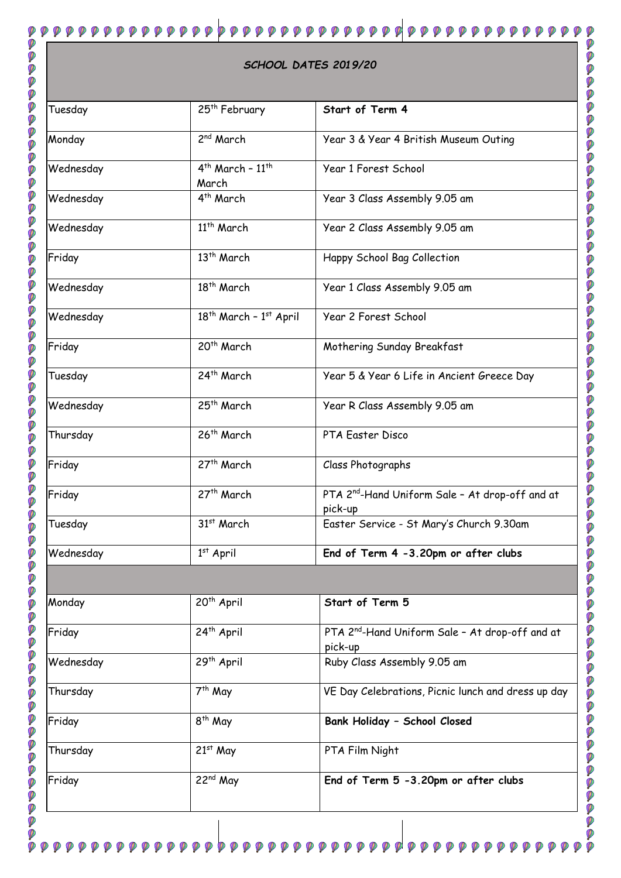| SCHOOL DATES 2019/20 | | |
| --- | --- | --- |
| Tuesday | 25th February | **Start of Term 4** |
| Monday | 2nd March | Year 3 & Year 4 British Museum Outing |
| Wednesday | 4th March – 11th March | Year 1 Forest School |
| Wednesday | 4th March | Year 3 Class Assembly 9.05 am |
| Wednesday | 11th March | Year 2 Class Assembly 9.05 am |
| Friday | 13th March | Happy School Bag Collection |
| Wednesday | 18th March | Year 1 Class Assembly 9.05 am |
| Wednesday | 18th March – 1st April | Year 2 Forest School |
| Friday | 20th March | Mothering Sunday Breakfast |
| Tuesday | 24th March | Year 5 & Year 6 Life in Ancient Greece Day |
| Wednesday | 25th March | Year R Class Assembly 9.05 am |
| Thursday | 26th March | PTA Easter Disco |
| Friday | 27th March | Class Photographs |
| Friday | 27th March | PTA 2nd-Hand Uniform Sale – At drop-off and at pick-up |
| Tuesday | 31st March | Easter Service - St Mary's Church 9.30am |
| Wednesday | 1st April | **End of Term 4 -3.20pm or after clubs** |
| | | |
| Monday | 20th April | **Start of Term 5** |
| Friday | 24th April | PTA 2nd-Hand Uniform Sale – At drop-off and at pick-up |
| Wednesday | 29th April | Ruby Class Assembly 9.05 am |
| Thursday | 7th May | VE Day Celebrations, Picnic lunch and dress up day |
| Friday | 8th May | **Bank Holiday – School Closed** |
| Thursday | 21st May | PTA Film Night |
| Friday | 22nd May | **End of Term 5 -3.20pm or after clubs** |